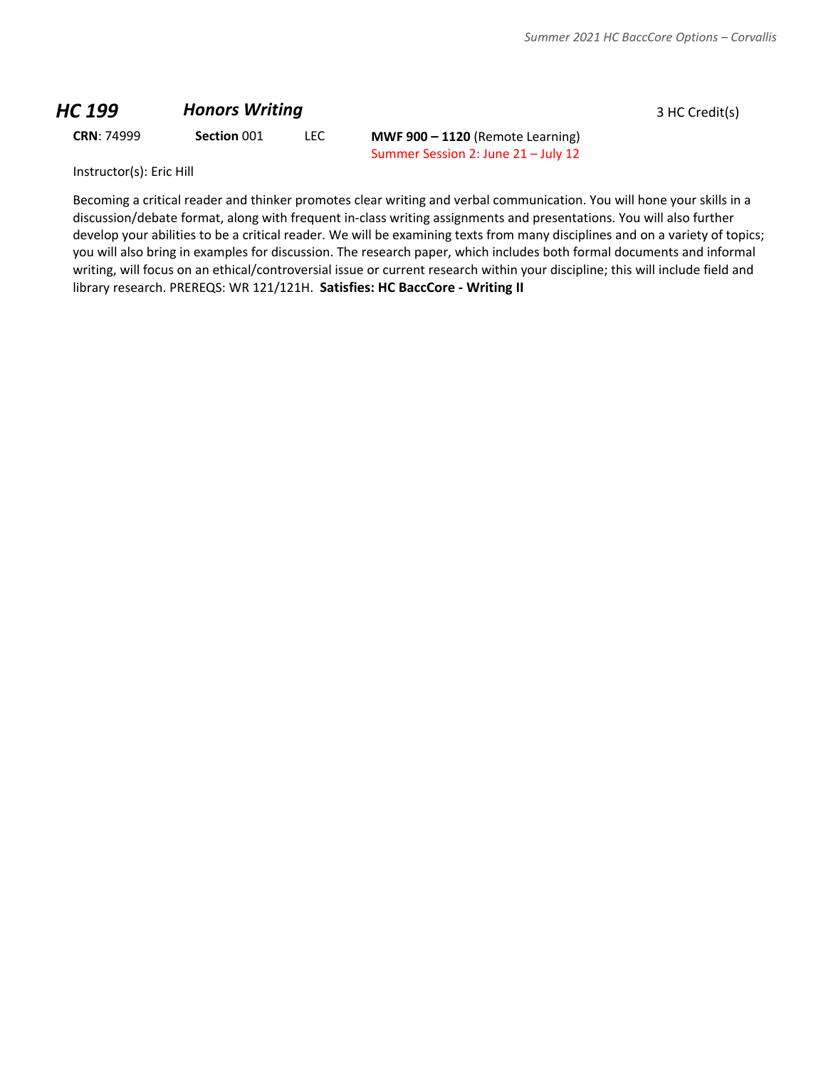## *HC 199* *Honors Writing*

3 HC Credit(s)

**CRN**: 74999 **Section** 001 LEC **MWF 900 – 1120** (Remote Learning)
Summer Session 2: June 21 – July 12

Instructor(s): Eric Hill

Becoming a critical reader and thinker promotes clear writing and verbal communication. You will hone your skills in a discussion/debate format, along with frequent in-class writing assignments and presentations. You will also further develop your abilities to be a critical reader. We will be examining texts from many disciplines and on a variety of topics; you will also bring in examples for discussion. The research paper, which includes both formal documents and informal writing, will focus on an ethical/controversial issue or current research within your discipline; this will include field and library research. PREREQS: WR 121/121H. **Satisfies: HC BaccCore - Writing II**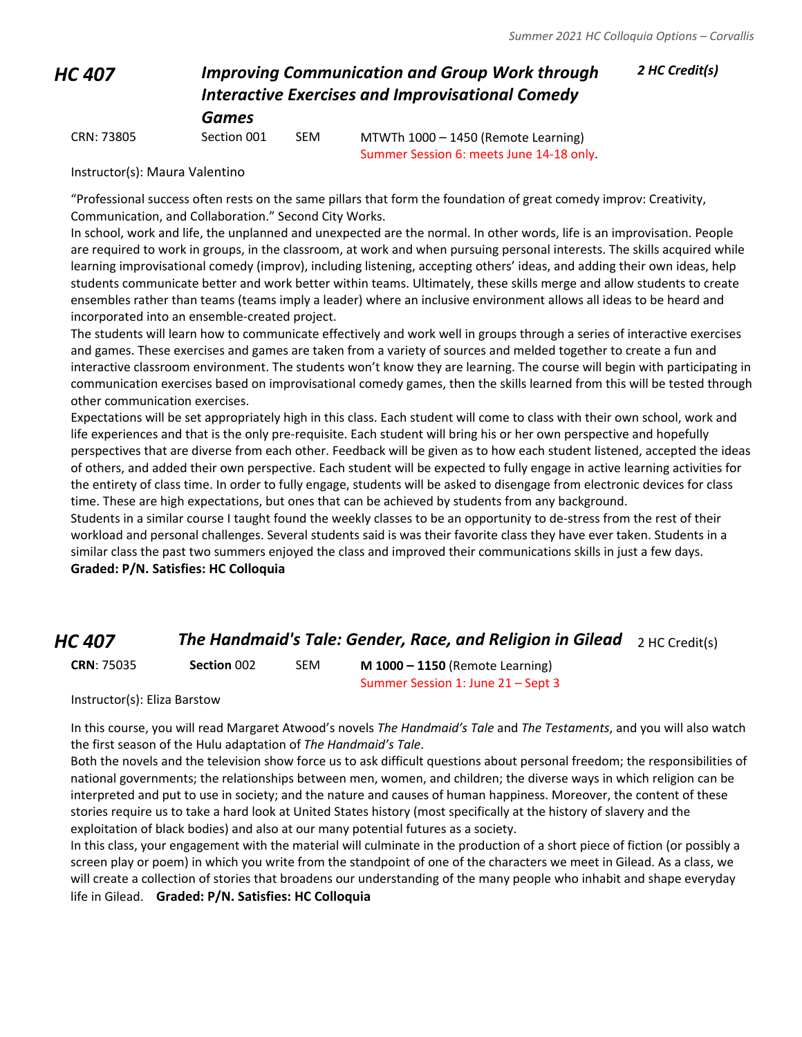## HC 407 — *Improving Communication and Group Work through Interactive Exercises and Improvisational Comedy Games* — *2 HC Credit(s)*

CRN: 73805 | Section 001 | SEM | MTWTh 1000 – 1450 (Remote Learning)
Summer Session 6: meets June 14-18 only.

Instructor(s): Maura Valentino

"Professional success often rests on the same pillars that form the foundation of great comedy improv: Creativity, Communication, and Collaboration." Second City Works.

In school, work and life, the unplanned and unexpected are the normal. In other words, life is an improvisation. People are required to work in groups, in the classroom, at work and when pursuing personal interests. The skills acquired while learning improvisational comedy (improv), including listening, accepting others' ideas, and adding their own ideas, help students communicate better and work better within teams. Ultimately, these skills merge and allow students to create ensembles rather than teams (teams imply a leader) where an inclusive environment allows all ideas to be heard and incorporated into an ensemble-created project.

The students will learn how to communicate effectively and work well in groups through a series of interactive exercises and games. These exercises and games are taken from a variety of sources and melded together to create a fun and interactive classroom environment. The students won't know they are learning. The course will begin with participating in communication exercises based on improvisational comedy games, then the skills learned from this will be tested through other communication exercises.

Expectations will be set appropriately high in this class. Each student will come to class with their own school, work and life experiences and that is the only pre-requisite. Each student will bring his or her own perspective and hopefully perspectives that are diverse from each other. Feedback will be given as to how each student listened, accepted the ideas of others, and added their own perspective. Each student will be expected to fully engage in active learning activities for the entirety of class time. In order to fully engage, students will be asked to disengage from electronic devices for class time. These are high expectations, but ones that can be achieved by students from any background.

Students in a similar course I taught found the weekly classes to be an opportunity to de-stress from the rest of their workload and personal challenges. Several students said is was their favorite class they have ever taken. Students in a similar class the past two summers enjoyed the class and improved their communications skills in just a few days.

**Graded: P/N. Satisfies: HC Colloquia**

## HC 407 — *The Handmaid's Tale: Gender, Race, and Religion in Gilead* — 2 HC Credit(s)

**CRN**: 75035 | **Section** 002 | SEM | **M 1000 – 1150** (Remote Learning)
Summer Session 1: June 21 – Sept 3

Instructor(s): Eliza Barstow

In this course, you will read Margaret Atwood's novels *The Handmaid's Tale* and *The Testaments*, and you will also watch the first season of the Hulu adaptation of *The Handmaid's Tale*.

Both the novels and the television show force us to ask difficult questions about personal freedom; the responsibilities of national governments; the relationships between men, women, and children; the diverse ways in which religion can be interpreted and put to use in society; and the nature and causes of human happiness. Moreover, the content of these stories require us to take a hard look at United States history (most specifically at the history of slavery and the exploitation of black bodies) and also at our many potential futures as a society.

In this class, your engagement with the material will culminate in the production of a short piece of fiction (or possibly a screen play or poem) in which you write from the standpoint of one of the characters we meet in Gilead. As a class, we will create a collection of stories that broadens our understanding of the many people who inhabit and shape everyday life in Gilead. **Graded: P/N. Satisfies: HC Colloquia**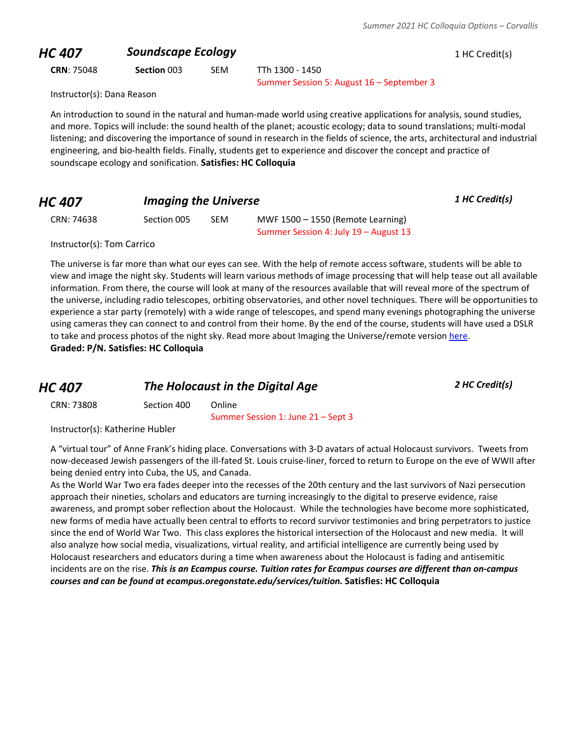## HC 407 — *Soundscape Ecology* — 1 HC Credit(s)

**CRN**: 75048 **Section** 003 SEM TTh 1300 - 1450
Summer Session 5: August 16 – September 3

Instructor(s): Dana Reason

An introduction to sound in the natural and human-made world using creative applications for analysis, sound studies, and more. Topics will include: the sound health of the planet; acoustic ecology; data to sound translations; multi-modal listening; and discovering the importance of sound in research in the fields of science, the arts, architectural and industrial engineering, and bio-health fields. Finally, students get to experience and discover the concept and practice of soundscape ecology and sonification. **Satisfies: HC Colloquia**

## HC 407 — *Imaging the Universe* — *1 HC Credit(s)*

CRN: 74638 Section 005 SEM MWF 1500 – 1550 (Remote Learning)
Summer Session 4: July 19 – August 13

Instructor(s): Tom Carrico

The universe is far more than what our eyes can see. With the help of remote access software, students will be able to view and image the night sky. Students will learn various methods of image processing that will help tease out all available information. From there, the course will look at many of the resources available that will reveal more of the spectrum of the universe, including radio telescopes, orbiting observatories, and other novel techniques. There will be opportunities to experience a star party (remotely) with a wide range of telescopes, and spend many evenings photographing the universe using cameras they can connect to and control from their home. By the end of the course, students will have used a DSLR to take and process photos of the night sky. Read more about Imaging the Universe/remote version here.
**Graded: P/N. Satisfies: HC Colloquia**

## HC 407 — *The Holocaust in the Digital Age* — *2 HC Credit(s)*

CRN: 73808 Section 400 Online
Summer Session 1: June 21 – Sept 3

Instructor(s): Katherine Hubler

A "virtual tour" of Anne Frank's hiding place. Conversations with 3-D avatars of actual Holocaust survivors. Tweets from now-deceased Jewish passengers of the ill-fated St. Louis cruise-liner, forced to return to Europe on the eve of WWII after being denied entry into Cuba, the US, and Canada.
As the World War Two era fades deeper into the recesses of the 20th century and the last survivors of Nazi persecution approach their nineties, scholars and educators are turning increasingly to the digital to preserve evidence, raise awareness, and prompt sober reflection about the Holocaust. While the technologies have become more sophisticated, new forms of media have actually been central to efforts to record survivor testimonies and bring perpetrators to justice since the end of World War Two. This class explores the historical intersection of the Holocaust and new media. It will also analyze how social media, visualizations, virtual reality, and artificial intelligence are currently being used by Holocaust researchers and educators during a time when awareness about the Holocaust is fading and antisemitic incidents are on the rise. ***This is an Ecampus course. Tuition rates for Ecampus courses are different than on-campus courses and can be found at ecampus.oregonstate.edu/services/tuition.*** **Satisfies: HC Colloquia**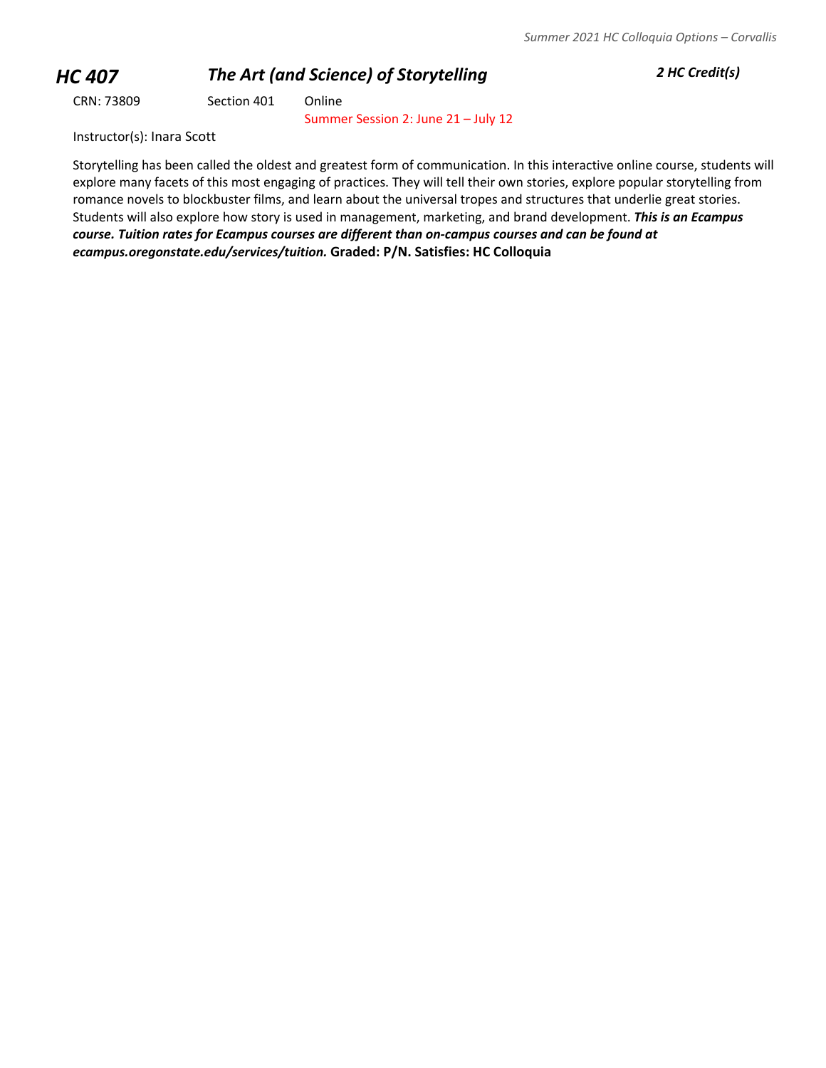## *HC 407 The Art (and Science) of Storytelling* *2 HC Credit(s)*

CRN: 73809 Section 401 Online
Summer Session 2: June 21 – July 12

Instructor(s): Inara Scott

Storytelling has been called the oldest and greatest form of communication. In this interactive online course, students will explore many facets of this most engaging of practices. They will tell their own stories, explore popular storytelling from romance novels to blockbuster films, and learn about the universal tropes and structures that underlie great stories. Students will also explore how story is used in management, marketing, and brand development. ***This is an Ecampus course. Tuition rates for Ecampus courses are different than on-campus courses and can be found at ecampus.oregonstate.edu/services/tuition.*** **Graded: P/N. Satisfies: HC Colloquia**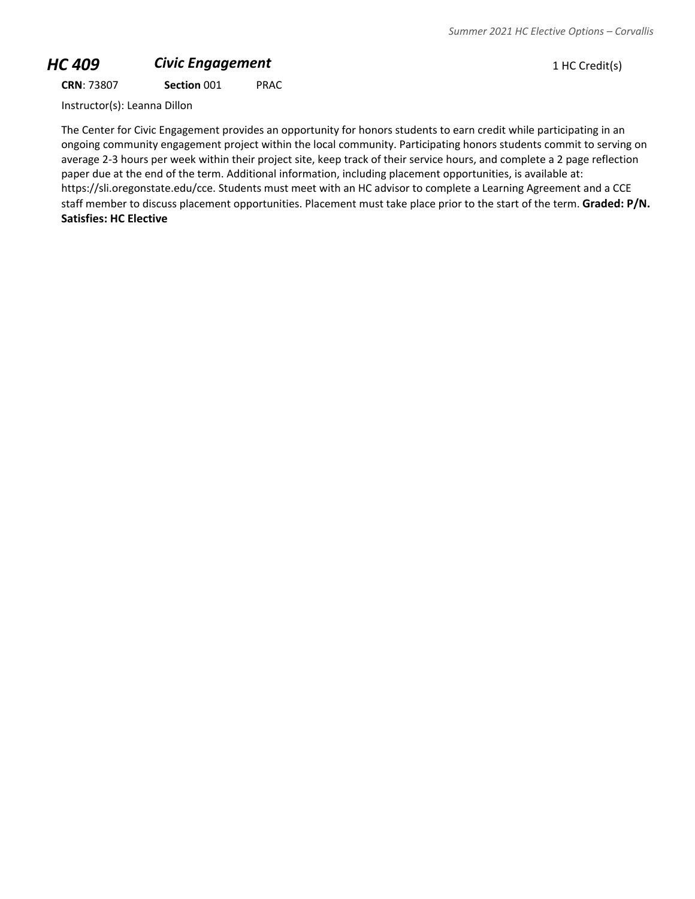## *HC 409* *Civic Engagement*

1 HC Credit(s)

**CRN**: 73807 **Section** 001 PRAC

Instructor(s): Leanna Dillon

The Center for Civic Engagement provides an opportunity for honors students to earn credit while participating in an ongoing community engagement project within the local community. Participating honors students commit to serving on average 2-3 hours per week within their project site, keep track of their service hours, and complete a 2 page reflection paper due at the end of the term. Additional information, including placement opportunities, is available at: https://sli.oregonstate.edu/cce. Students must meet with an HC advisor to complete a Learning Agreement and a CCE staff member to discuss placement opportunities. Placement must take place prior to the start of the term. **Graded: P/N. Satisfies: HC Elective**